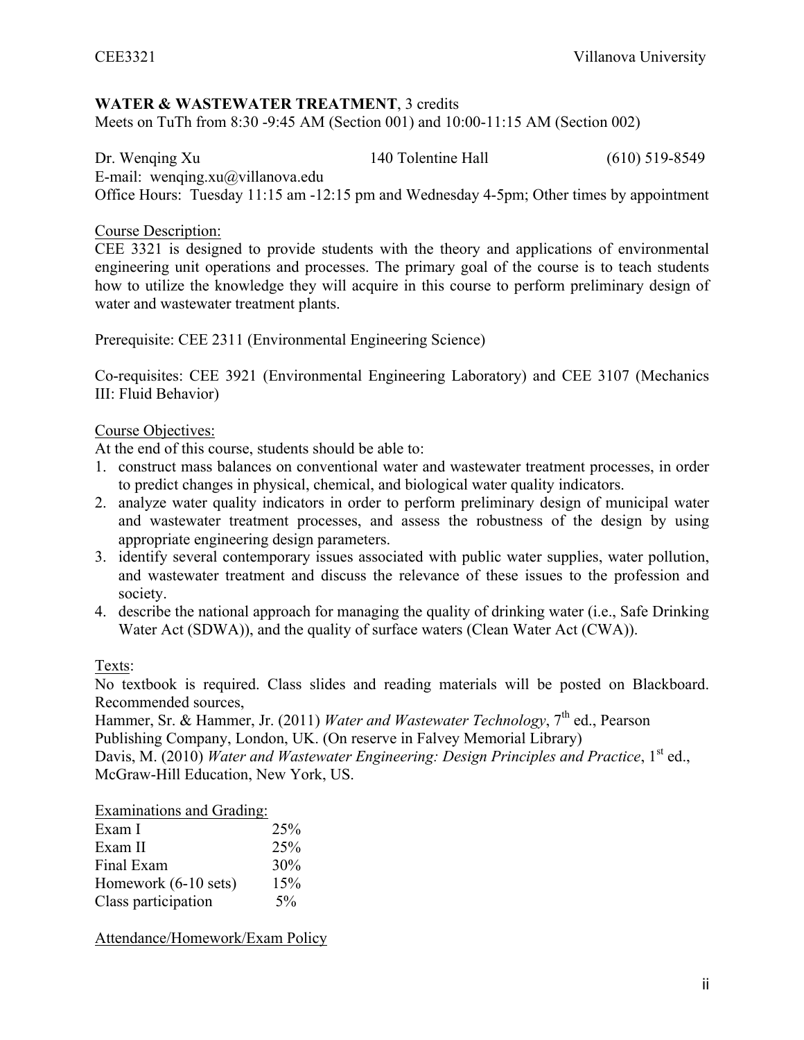**WATER & WASTEWATER TREATMENT**, 3 credits
Meets on TuTh from 8:30 -9:45 AM (Section 001) and 10:00-11:15 AM (Section 002)

Dr. Wenqing Xu    140 Tolentine Hall    (610) 519-8549
E-mail: wenqing.xu@villanova.edu
Office Hours: Tuesday 11:15 am -12:15 pm and Wednesday 4-5pm; Other times by appointment

<u>Course Description:</u>
CEE 3321 is designed to provide students with the theory and applications of environmental engineering unit operations and processes. The primary goal of the course is to teach students how to utilize the knowledge they will acquire in this course to perform preliminary design of water and wastewater treatment plants.

Prerequisite: CEE 2311 (Environmental Engineering Science)

Co-requisites: CEE 3921 (Environmental Engineering Laboratory) and CEE 3107 (Mechanics III: Fluid Behavior)

<u>Course Objectives:</u>
At the end of this course, students should be able to:

1. construct mass balances on conventional water and wastewater treatment processes, in order to predict changes in physical, chemical, and biological water quality indicators.
2. analyze water quality indicators in order to perform preliminary design of municipal water and wastewater treatment processes, and assess the robustness of the design by using appropriate engineering design parameters.
3. identify several contemporary issues associated with public water supplies, water pollution, and wastewater treatment and discuss the relevance of these issues to the profession and society.
4. describe the national approach for managing the quality of drinking water (i.e., Safe Drinking Water Act (SDWA)), and the quality of surface waters (Clean Water Act (CWA)).

<u>Texts:</u>
No textbook is required. Class slides and reading materials will be posted on Blackboard. Recommended sources,
Hammer, Sr. & Hammer, Jr. (2011) *Water and Wastewater Technology*, 7th ed., Pearson Publishing Company, London, UK. (On reserve in Falvey Memorial Library)
Davis, M. (2010) *Water and Wastewater Engineering: Design Principles and Practice*, 1st ed., McGraw-Hill Education, New York, US.

<u>Examinations and Grading:</u>

| | |
|---|---|
| Exam I | 25% |
| Exam II | 25% |
| Final Exam | 30% |
| Homework (6-10 sets) | 15% |
| Class participation | 5% |

<u>Attendance/Homework/Exam Policy</u>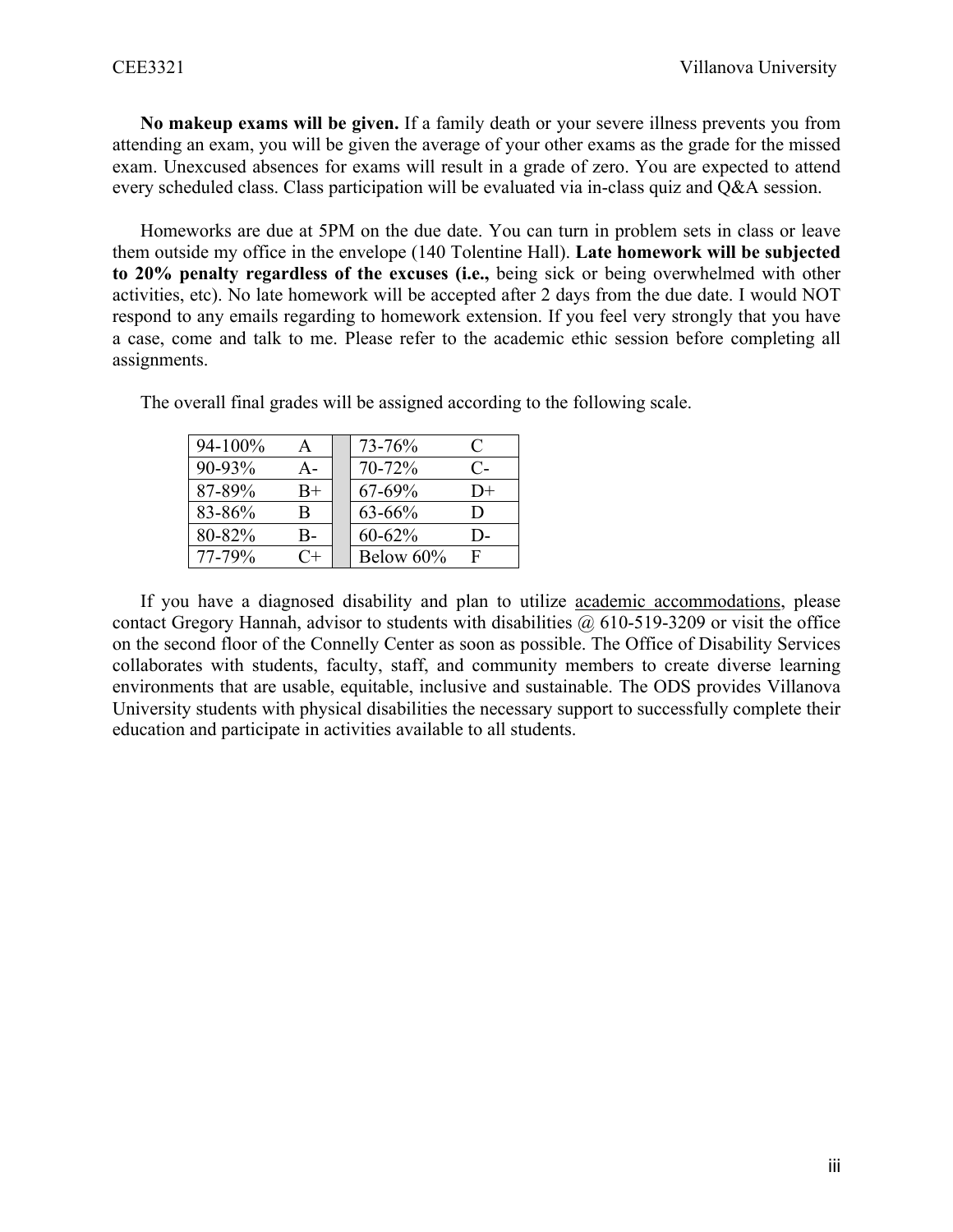**No makeup exams will be given.** If a family death or your severe illness prevents you from attending an exam, you will be given the average of your other exams as the grade for the missed exam. Unexcused absences for exams will result in a grade of zero. You are expected to attend every scheduled class. Class participation will be evaluated via in-class quiz and Q&A session.

Homeworks are due at 5PM on the due date. You can turn in problem sets in class or leave them outside my office in the envelope (140 Tolentine Hall). **Late homework will be subjected to 20% penalty regardless of the excuses (i.e.,** being sick or being overwhelmed with other activities, etc). No late homework will be accepted after 2 days from the due date. I would NOT respond to any emails regarding to homework extension. If you feel very strongly that you have a case, come and talk to me. Please refer to the academic ethic session before completing all assignments.

The overall final grades will be assigned according to the following scale.

| | | | |
|---|---|---|---|
| 94-100% | A | 73-76% | C |
| 90-93% | A- | 70-72% | C- |
| 87-89% | B+ | 67-69% | D+ |
| 83-86% | B | 63-66% | D |
| 80-82% | B- | 60-62% | D- |
| 77-79% | C+ | Below 60% | F |

If you have a diagnosed disability and plan to utilize academic accommodations, please contact Gregory Hannah, advisor to students with disabilities @ 610-519-3209 or visit the office on the second floor of the Connelly Center as soon as possible. The Office of Disability Services collaborates with students, faculty, staff, and community members to create diverse learning environments that are usable, equitable, inclusive and sustainable. The ODS provides Villanova University students with physical disabilities the necessary support to successfully complete their education and participate in activities available to all students.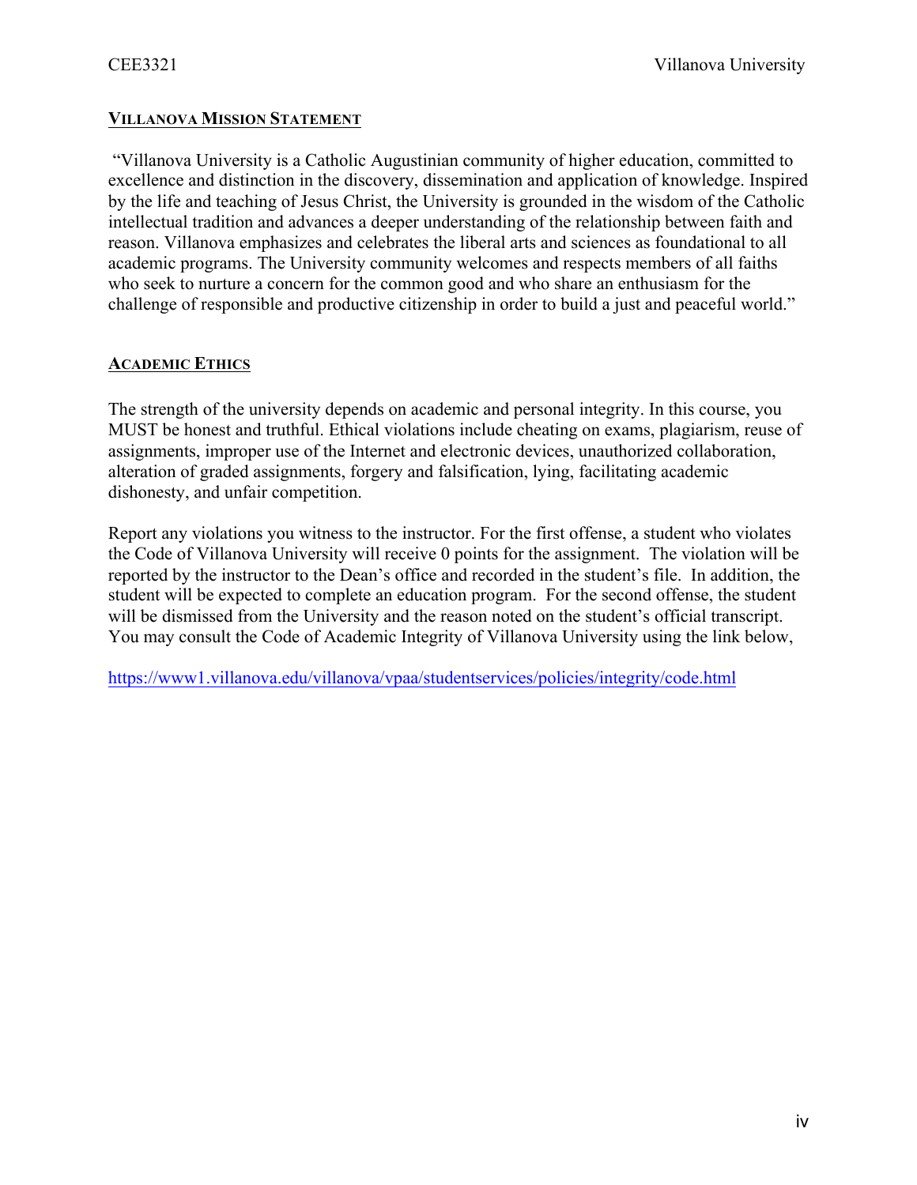## VILLANOVA MISSION STATEMENT

"Villanova University is a Catholic Augustinian community of higher education, committed to excellence and distinction in the discovery, dissemination and application of knowledge. Inspired by the life and teaching of Jesus Christ, the University is grounded in the wisdom of the Catholic intellectual tradition and advances a deeper understanding of the relationship between faith and reason. Villanova emphasizes and celebrates the liberal arts and sciences as foundational to all academic programs. The University community welcomes and respects members of all faiths who seek to nurture a concern for the common good and who share an enthusiasm for the challenge of responsible and productive citizenship in order to build a just and peaceful world."

## ACADEMIC ETHICS

The strength of the university depends on academic and personal integrity. In this course, you MUST be honest and truthful. Ethical violations include cheating on exams, plagiarism, reuse of assignments, improper use of the Internet and electronic devices, unauthorized collaboration, alteration of graded assignments, forgery and falsification, lying, facilitating academic dishonesty, and unfair competition.

Report any violations you witness to the instructor. For the first offense, a student who violates the Code of Villanova University will receive 0 points for the assignment. The violation will be reported by the instructor to the Dean's office and recorded in the student's file. In addition, the student will be expected to complete an education program. For the second offense, the student will be dismissed from the University and the reason noted on the student's official transcript. You may consult the Code of Academic Integrity of Villanova University using the link below,

https://www1.villanova.edu/villanova/vpaa/studentservices/policies/integrity/code.html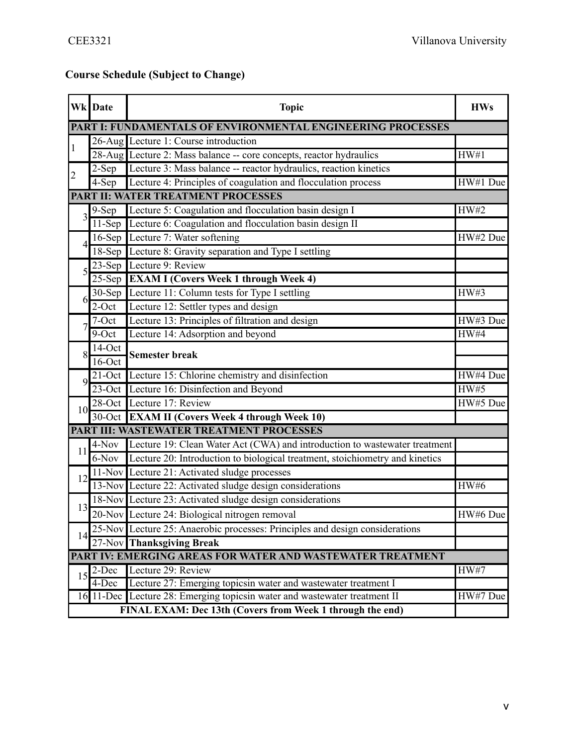**Course Schedule (Subject to Change)**

| Wk | Date | Topic | HWs |
|---|---|---|---|
| **PART I: FUNDAMENTALS OF ENVIRONMENTAL ENGINEERING PROCESSES** | | | |
| 1 | 26-Aug | Lecture 1: Course introduction | |
| | 28-Aug | Lecture 2: Mass balance -- core concepts, reactor hydraulics | HW#1 |
| 2 | 2-Sep | Lecture 3: Mass balance -- reactor hydraulics, reaction kinetics | |
| | 4-Sep | Lecture 4: Principles of coagulation and flocculation process | HW#1 Due |
| **PART II: WATER TREATMENT PROCESSES** | | | |
| 3 | 9-Sep | Lecture 5: Coagulation and flocculation basin design I | HW#2 |
| | 11-Sep | Lecture 6: Coagulation and flocculation basin design II | |
| 4 | 16-Sep | Lecture 7: Water softening | HW#2 Due |
| | 18-Sep | Lecture 8: Gravity separation and Type I settling | |
| 5 | 23-Sep | Lecture 9: Review | |
| | 25-Sep | **EXAM I (Covers Week 1 through Week 4)** | |
| 6 | 30-Sep | Lecture 11: Column tests for Type I settling | HW#3 |
| | 2-Oct | Lecture 12: Settler types and design | |
| 7 | 7-Oct | Lecture 13: Principles of filtration and design | HW#3 Due |
| | 9-Oct | Lecture 14: Adsorption and beyond | HW#4 |
| 8 | 14-Oct | **Semester break** | |
| | 16-Oct | | |
| 9 | 21-Oct | Lecture 15: Chlorine chemistry and disinfection | HW#4 Due |
| | 23-Oct | Lecture 16: Disinfection and Beyond | HW#5 |
| 10 | 28-Oct | Lecture 17: Review | HW#5 Due |
| | 30-Oct | **EXAM II (Covers Week 4 through Week 10)** | |
| **PART III: WASTEWATER TREATMENT PROCESSES** | | | |
| 11 | 4-Nov | Lecture 19: Clean Water Act (CWA) and introduction to wastewater treatment | |
| | 6-Nov | Lecture 20: Introduction to biological treatment, stoichiometry and kinetics | |
| 12 | 11-Nov | Lecture 21: Activated sludge processes | |
| | 13-Nov | Lecture 22: Activated sludge design considerations | HW#6 |
| 13 | 18-Nov | Lecture 23: Activated sludge design considerations | |
| | 20-Nov | Lecture 24: Biological nitrogen removal | HW#6 Due |
| 14 | 25-Nov | Lecture 25: Anaerobic processes: Principles and design considerations | |
| | 27-Nov | **Thanksgiving Break** | |
| **PART IV: EMERGING AREAS FOR WATER AND WASTEWATER TREATMENT** | | | |
| 15 | 2-Dec | Lecture 29: Review | HW#7 |
| | 4-Dec | Lecture 27: Emerging topicsin water and wastewater treatment I | |
| 16 | 11-Dec | Lecture 28: Emerging topicsin water and wastewater treatment II | HW#7 Due |
| **FINAL EXAM: Dec 13th (Covers from Week 1 through the end)** | | | |